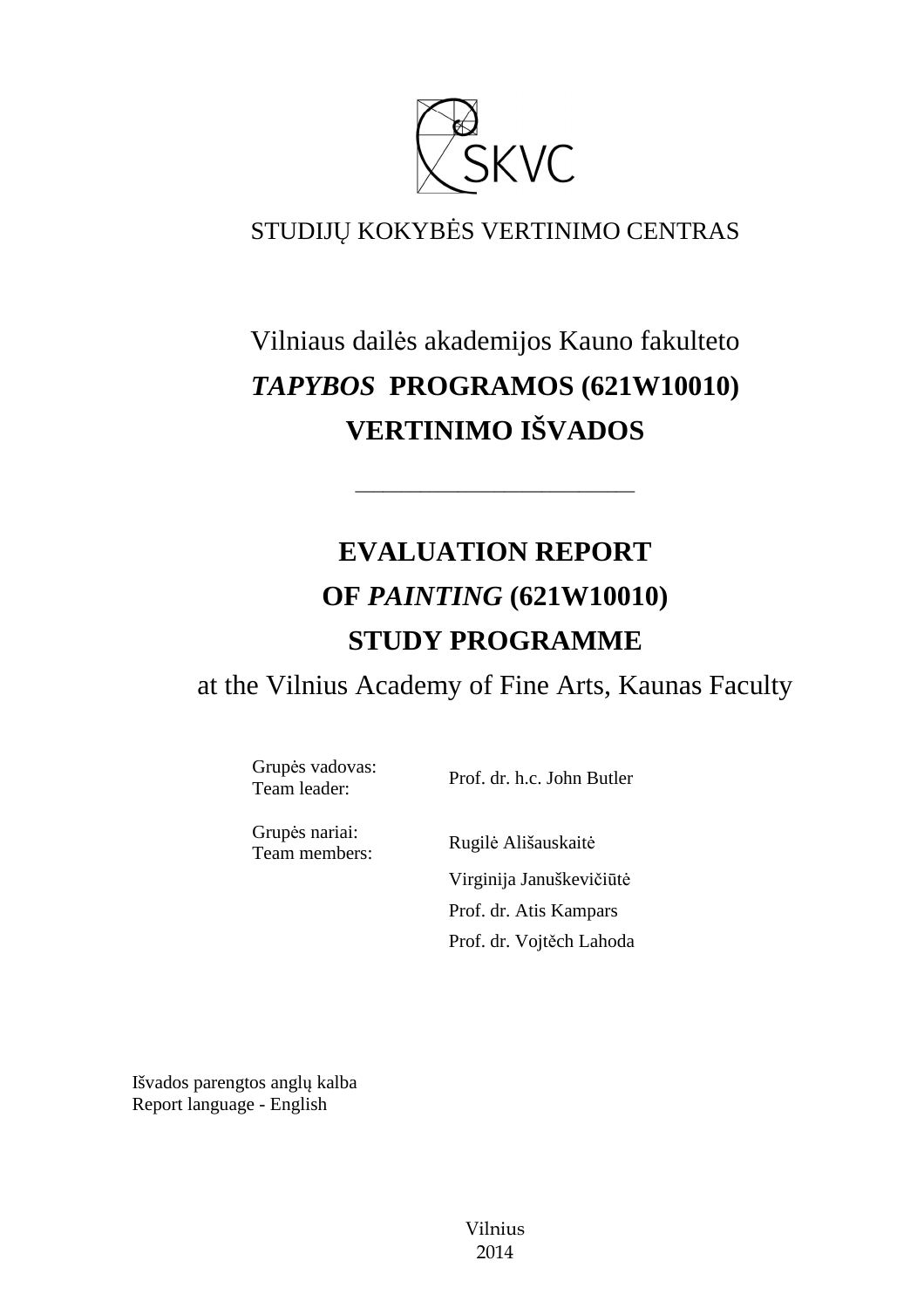SKVC

STUDIJŲ KOKYBĖS VERTINIMO CENTRAS

# Vilniaus dailės akademijos Kauno fakulteto *TAPYBOS* PROGRAMOS (621W10010) VERTINIMO IŠVADOS

---

# EVALUATION REPORT OF *PAINTING* (621W10010) STUDY PROGRAMME

at the Vilnius Academy of Fine Arts, Kaunas Faculty

| | |
|---|---|
| Grupės vadovas: Team leader: | Prof. dr. h.c. John Butler |
| Grupės nariai: Team members: | Rugilė Ališauskaitė |
| | Virginija Januškevičiūtė |
| | Prof. dr. Atis Kampars |
| | Prof. dr. Vojtěch Lahoda |

Išvados parengtos anglų kalba
Report language - English

Vilnius
2014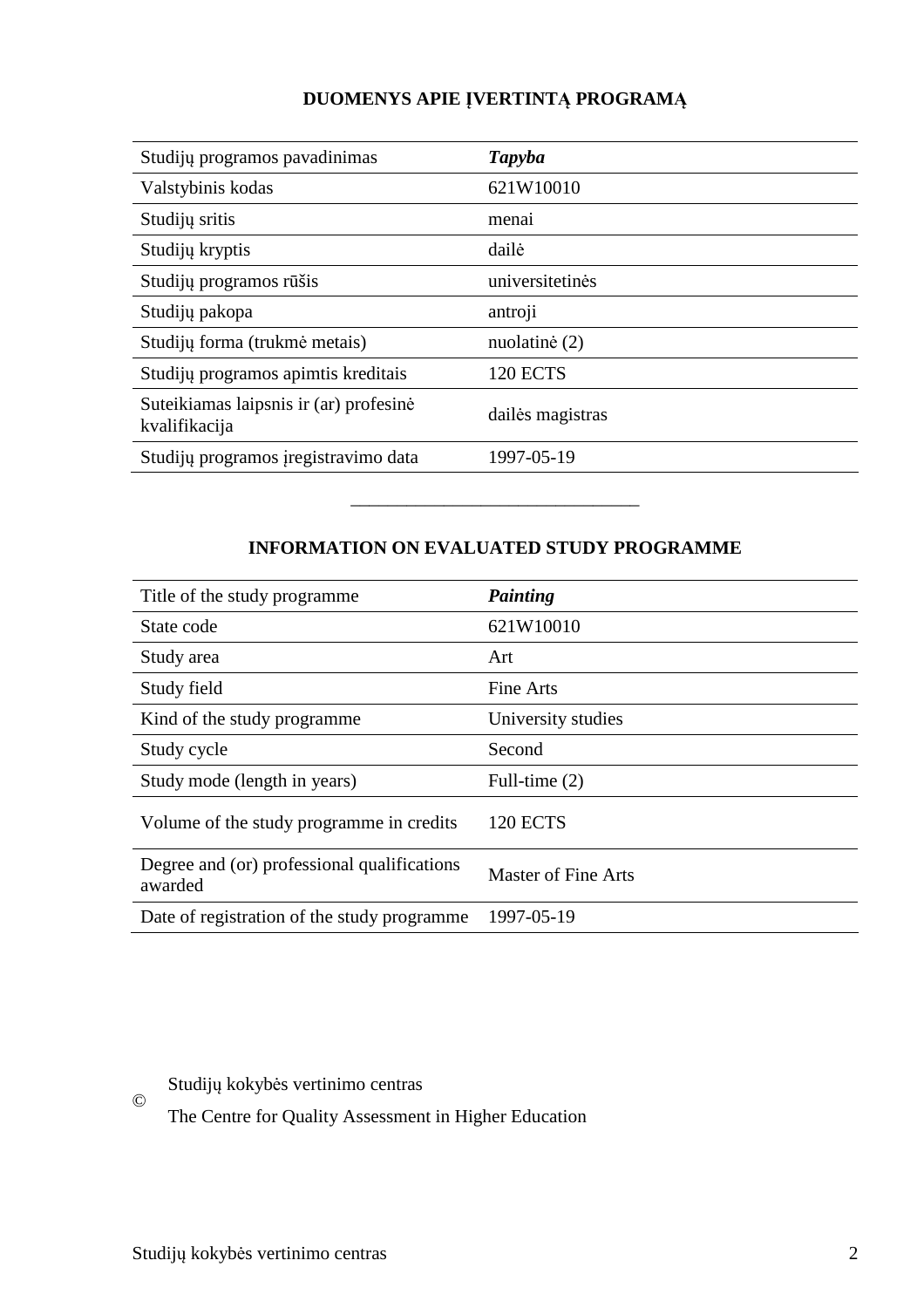## DUOMENYS APIE ĮVERTINTĄ PROGRAMĄ

| | |
|---|---|
| Studijų programos pavadinimas | ***Tapyba*** |
| Valstybinis kodas | 621W10010 |
| Studijų sritis | menai |
| Studijų kryptis | dailė |
| Studijų programos rūšis | universitetinės |
| Studijų pakopa | antroji |
| Studijų forma (trukmė metais) | nuolatinė (2) |
| Studijų programos apimtis kreditais | 120 ECTS |
| Suteikiamas laipsnis ir (ar) profesinė kvalifikacija | dailės magistras |
| Studijų programos įregistravimo data | 1997-05-19 |

______________________________

## INFORMATION ON EVALUATED STUDY PROGRAMME

| | |
|---|---|
| Title of the study programme | ***Painting*** |
| State code | 621W10010 |
| Study area | Art |
| Study field | Fine Arts |
| Kind of the study programme | University studies |
| Study cycle | Second |
| Study mode (length in years) | Full-time (2) |
| Volume of the study programme in credits | 120 ECTS |
| Degree and (or) professional qualifications awarded | Master of Fine Arts |
| Date of registration of the study programme | 1997-05-19 |

© Studijų kokybės vertinimo centras

The Centre for Quality Assessment in Higher Education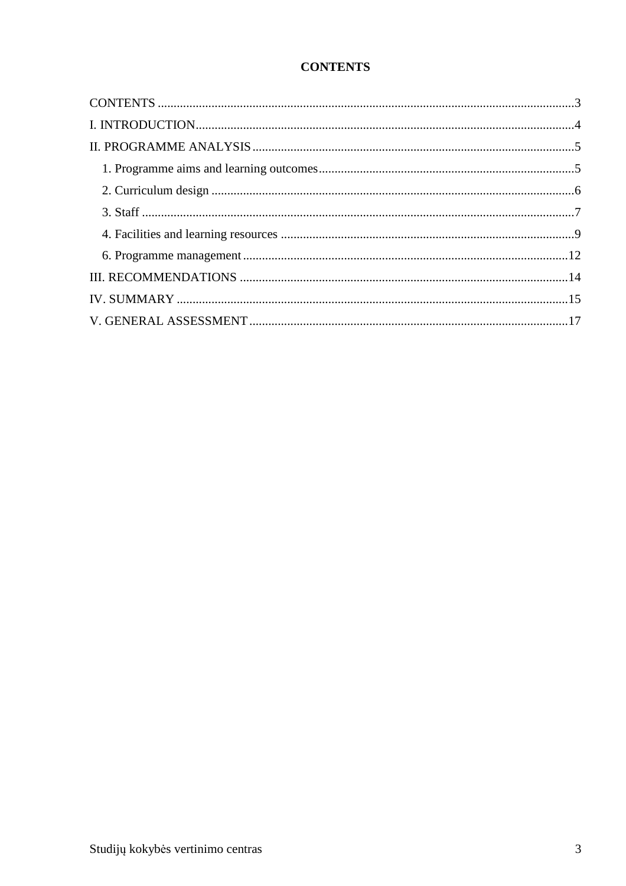# CONTENTS

CONTENTS ....................................................................................................................................3

I. INTRODUCTION........................................................................................................................4

II. PROGRAMME ANALYSIS.......................................................................................................5

1. Programme aims and learning outcomes..................................................................................5
2. Curriculum design ....................................................................................................................6
3. Staff ..........................................................................................................................................7
4. Facilities and learning resources ..............................................................................................9
6. Programme management ........................................................................................................12

III. RECOMMENDATIONS ........................................................................................................14

IV. SUMMARY ............................................................................................................................15

V. GENERAL ASSESSMENT .....................................................................................................17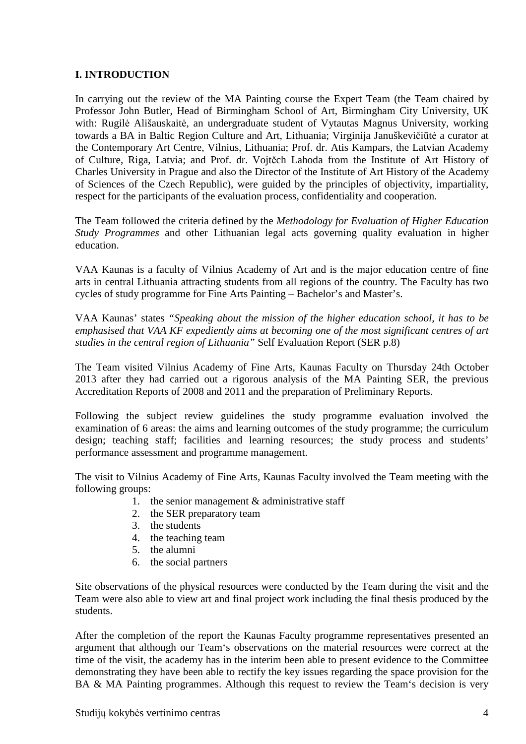**I. INTRODUCTION**

In carrying out the review of the MA Painting course the Expert Team (the Team chaired by Professor John Butler, Head of Birmingham School of Art, Birmingham City University, UK with: Rugilė Ališauskaitė, an undergraduate student of Vytautas Magnus University, working towards a BA in Baltic Region Culture and Art, Lithuania; Virginija Januškevičiūtė a curator at the Contemporary Art Centre, Vilnius, Lithuania; Prof. dr. Atis Kampars, the Latvian Academy of Culture, Riga, Latvia; and Prof. dr. Vojtěch Lahoda from the Institute of Art History of Charles University in Prague and also the Director of the Institute of Art History of the Academy of Sciences of the Czech Republic), were guided by the principles of objectivity, impartiality, respect for the participants of the evaluation process, confidentiality and cooperation.

The Team followed the criteria defined by the *Methodology for Evaluation of Higher Education Study Programmes* and other Lithuanian legal acts governing quality evaluation in higher education.

VAA Kaunas is a faculty of Vilnius Academy of Art and is the major education centre of fine arts in central Lithuania attracting students from all regions of the country. The Faculty has two cycles of study programme for Fine Arts Painting – Bachelor's and Master's.

VAA Kaunas' states *"Speaking about the mission of the higher education school, it has to be emphasised that VAA KF expediently aims at becoming one of the most significant centres of art studies in the central region of Lithuania"* Self Evaluation Report (SER p.8)

The Team visited Vilnius Academy of Fine Arts, Kaunas Faculty on Thursday 24th October 2013 after they had carried out a rigorous analysis of the MA Painting SER, the previous Accreditation Reports of 2008 and 2011 and the preparation of Preliminary Reports.

Following the subject review guidelines the study programme evaluation involved the examination of 6 areas: the aims and learning outcomes of the study programme; the curriculum design; teaching staff; facilities and learning resources; the study process and students' performance assessment and programme management.

The visit to Vilnius Academy of Fine Arts, Kaunas Faculty involved the Team meeting with the following groups:

1. the senior management & administrative staff
2. the SER preparatory team
3. the students
4. the teaching team
5. the alumni
6. the social partners

Site observations of the physical resources were conducted by the Team during the visit and the Team were also able to view art and final project work including the final thesis produced by the students.

After the completion of the report the Kaunas Faculty programme representatives presented an argument that although our Team's observations on the material resources were correct at the time of the visit, the academy has in the interim been able to present evidence to the Committee demonstrating they have been able to rectify the key issues regarding the space provision for the BA & MA Painting programmes. Although this request to review the Team's decision is very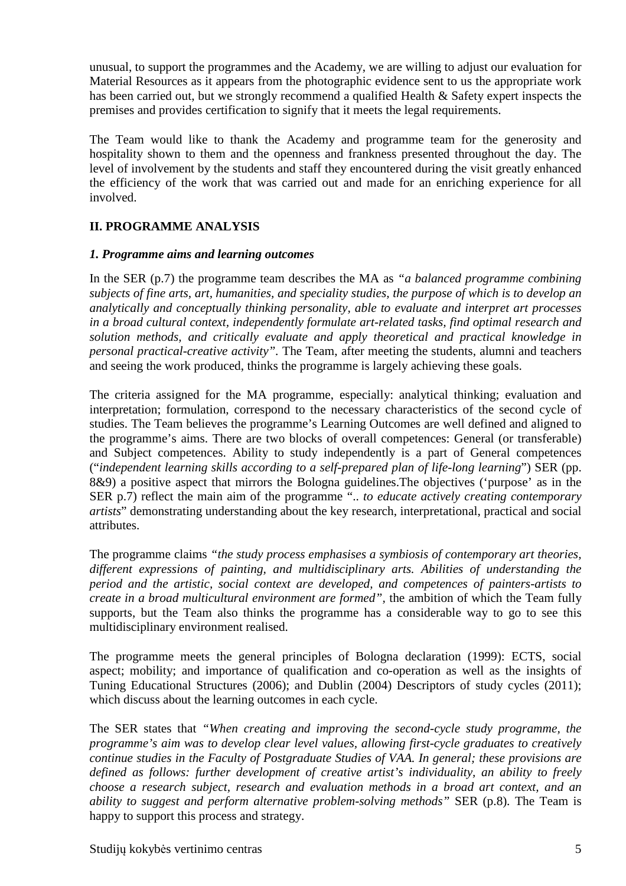unusual, to support the programmes and the Academy, we are willing to adjust our evaluation for Material Resources as it appears from the photographic evidence sent to us the appropriate work has been carried out, but we strongly recommend a qualified Health & Safety expert inspects the premises and provides certification to signify that it meets the legal requirements.

The Team would like to thank the Academy and programme team for the generosity and hospitality shown to them and the openness and frankness presented throughout the day. The level of involvement by the students and staff they encountered during the visit greatly enhanced the efficiency of the work that was carried out and made for an enriching experience for all involved.

## II. PROGRAMME ANALYSIS

### *1. Programme aims and learning outcomes*

In the SER (p.7) the programme team describes the MA as *"a balanced programme combining subjects of fine arts, art, humanities, and speciality studies, the purpose of which is to develop an analytically and conceptually thinking personality, able to evaluate and interpret art processes in a broad cultural context, independently formulate art-related tasks, find optimal research and solution methods, and critically evaluate and apply theoretical and practical knowledge in personal practical-creative activity"*. The Team, after meeting the students, alumni and teachers and seeing the work produced, thinks the programme is largely achieving these goals.

The criteria assigned for the MA programme, especially: analytical thinking; evaluation and interpretation; formulation, correspond to the necessary characteristics of the second cycle of studies. The Team believes the programme's Learning Outcomes are well defined and aligned to the programme's aims. There are two blocks of overall competences: General (or transferable) and Subject competences. Ability to study independently is a part of General competences ("*independent learning skills according to a self-prepared plan of life-long learning*") SER (pp. 8&9) a positive aspect that mirrors the Bologna guidelines.The objectives ('purpose' as in the SER p.7) reflect the main aim of the programme ".. *to educate actively creating contemporary artists*" demonstrating understanding about the key research, interpretational, practical and social attributes.

The programme claims *"the study process emphasises a symbiosis of contemporary art theories, different expressions of painting, and multidisciplinary arts. Abilities of understanding the period and the artistic, social context are developed, and competences of painters-artists to create in a broad multicultural environment are formed"*, the ambition of which the Team fully supports, but the Team also thinks the programme has a considerable way to go to see this multidisciplinary environment realised.

The programme meets the general principles of Bologna declaration (1999): ECTS, social aspect; mobility; and importance of qualification and co-operation as well as the insights of Tuning Educational Structures (2006); and Dublin (2004) Descriptors of study cycles (2011); which discuss about the learning outcomes in each cycle.

The SER states that *"When creating and improving the second-cycle study programme, the programme's aim was to develop clear level values, allowing first-cycle graduates to creatively continue studies in the Faculty of Postgraduate Studies of VAA. In general; these provisions are defined as follows: further development of creative artist's individuality, an ability to freely choose a research subject, research and evaluation methods in a broad art context, and an ability to suggest and perform alternative problem-solving methods"* SER (p.8). The Team is happy to support this process and strategy.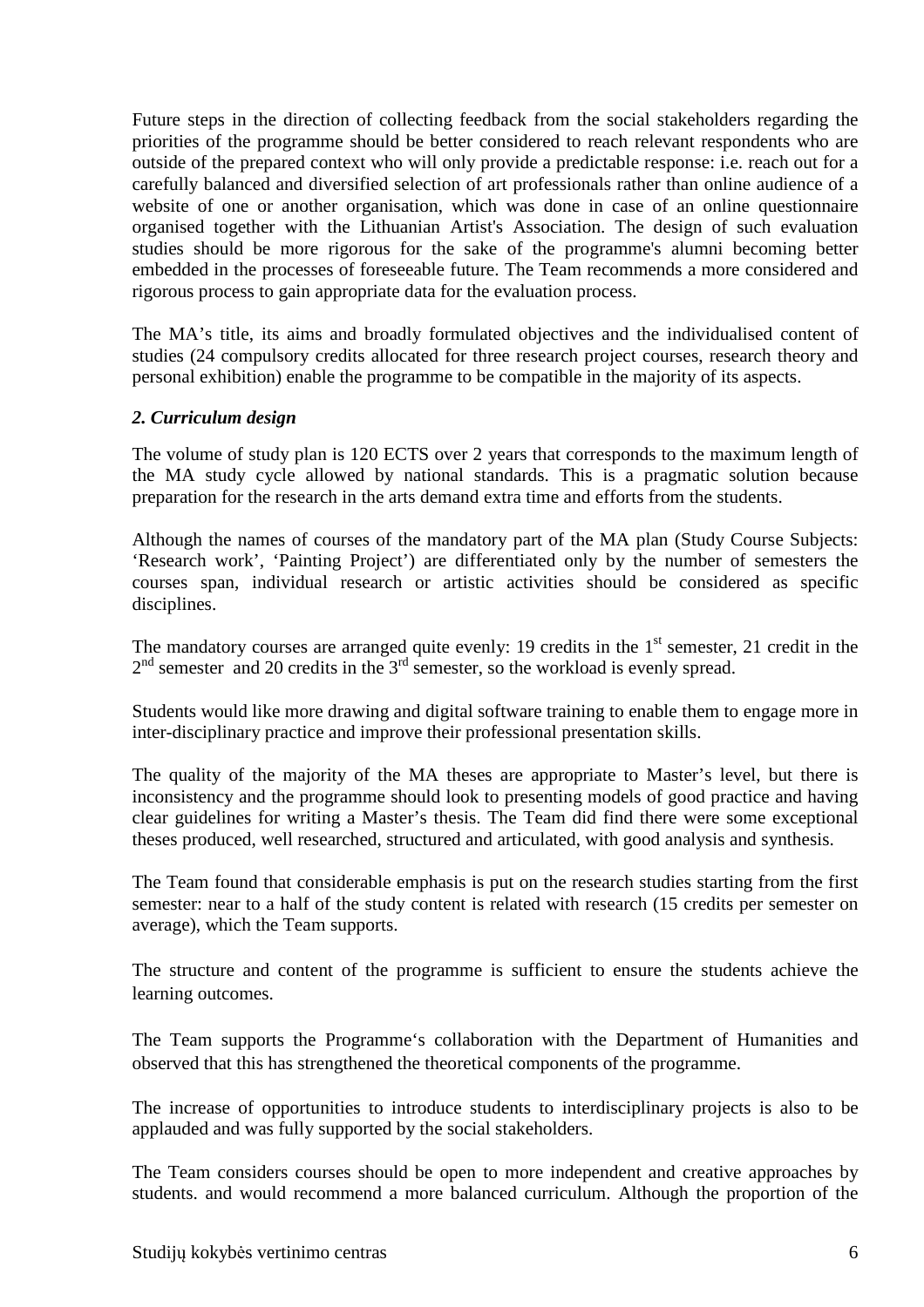Future steps in the direction of collecting feedback from the social stakeholders regarding the priorities of the programme should be better considered to reach relevant respondents who are outside of the prepared context who will only provide a predictable response: i.e. reach out for a carefully balanced and diversified selection of art professionals rather than online audience of a website of one or another organisation, which was done in case of an online questionnaire organised together with the Lithuanian Artist's Association. The design of such evaluation studies should be more rigorous for the sake of the programme's alumni becoming better embedded in the processes of foreseeable future. The Team recommends a more considered and rigorous process to gain appropriate data for the evaluation process.

The MA's title, its aims and broadly formulated objectives and the individualised content of studies (24 compulsory credits allocated for three research project courses, research theory and personal exhibition) enable the programme to be compatible in the majority of its aspects.

### *2. Curriculum design*

The volume of study plan is 120 ECTS over 2 years that corresponds to the maximum length of the MA study cycle allowed by national standards. This is a pragmatic solution because preparation for the research in the arts demand extra time and efforts from the students.

Although the names of courses of the mandatory part of the MA plan (Study Course Subjects: 'Research work', 'Painting Project') are differentiated only by the number of semesters the courses span, individual research or artistic activities should be considered as specific disciplines.

The mandatory courses are arranged quite evenly: 19 credits in the 1st semester, 21 credit in the 2nd semester and 20 credits in the 3rd semester, so the workload is evenly spread.

Students would like more drawing and digital software training to enable them to engage more in inter-disciplinary practice and improve their professional presentation skills.

The quality of the majority of the MA theses are appropriate to Master's level, but there is inconsistency and the programme should look to presenting models of good practice and having clear guidelines for writing a Master's thesis. The Team did find there were some exceptional theses produced, well researched, structured and articulated, with good analysis and synthesis.

The Team found that considerable emphasis is put on the research studies starting from the first semester: near to a half of the study content is related with research (15 credits per semester on average), which the Team supports.

The structure and content of the programme is sufficient to ensure the students achieve the learning outcomes.

The Team supports the Programme's collaboration with the Department of Humanities and observed that this has strengthened the theoretical components of the programme.

The increase of opportunities to introduce students to interdisciplinary projects is also to be applauded and was fully supported by the social stakeholders.

The Team considers courses should be open to more independent and creative approaches by students. and would recommend a more balanced curriculum. Although the proportion of the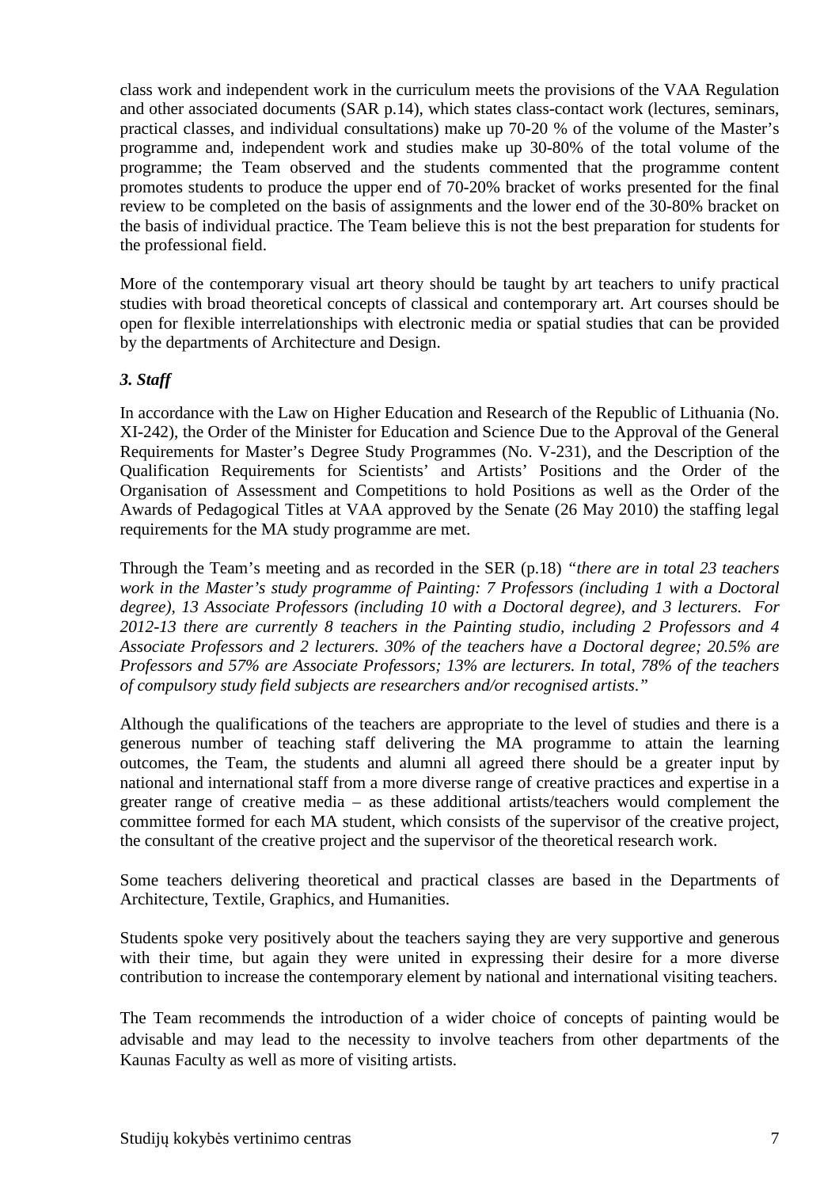class work and independent work in the curriculum meets the provisions of the VAA Regulation and other associated documents (SAR p.14), which states class-contact work (lectures, seminars, practical classes, and individual consultations) make up 70-20 % of the volume of the Master's programme and, independent work and studies make up 30-80% of the total volume of the programme; the Team observed and the students commented that the programme content promotes students to produce the upper end of 70-20% bracket of works presented for the final review to be completed on the basis of assignments and the lower end of the 30-80% bracket on the basis of individual practice. The Team believe this is not the best preparation for students for the professional field.

More of the contemporary visual art theory should be taught by art teachers to unify practical studies with broad theoretical concepts of classical and contemporary art. Art courses should be open for flexible interrelationships with electronic media or spatial studies that can be provided by the departments of Architecture and Design.

### *3. Staff*

In accordance with the Law on Higher Education and Research of the Republic of Lithuania (No. XI-242), the Order of the Minister for Education and Science Due to the Approval of the General Requirements for Master's Degree Study Programmes (No. V-231), and the Description of the Qualification Requirements for Scientists' and Artists' Positions and the Order of the Organisation of Assessment and Competitions to hold Positions as well as the Order of the Awards of Pedagogical Titles at VAA approved by the Senate (26 May 2010) the staffing legal requirements for the MA study programme are met.

Through the Team's meeting and as recorded in the SER (p.18) *"there are in total 23 teachers work in the Master's study programme of Painting: 7 Professors (including 1 with a Doctoral degree), 13 Associate Professors (including 10 with a Doctoral degree), and 3 lecturers. For 2012-13 there are currently 8 teachers in the Painting studio, including 2 Professors and 4 Associate Professors and 2 lecturers. 30% of the teachers have a Doctoral degree; 20.5% are Professors and 57% are Associate Professors; 13% are lecturers. In total, 78% of the teachers of compulsory study field subjects are researchers and/or recognised artists."*

Although the qualifications of the teachers are appropriate to the level of studies and there is a generous number of teaching staff delivering the MA programme to attain the learning outcomes, the Team, the students and alumni all agreed there should be a greater input by national and international staff from a more diverse range of creative practices and expertise in a greater range of creative media – as these additional artists/teachers would complement the committee formed for each MA student, which consists of the supervisor of the creative project, the consultant of the creative project and the supervisor of the theoretical research work.

Some teachers delivering theoretical and practical classes are based in the Departments of Architecture, Textile, Graphics, and Humanities.

Students spoke very positively about the teachers saying they are very supportive and generous with their time, but again they were united in expressing their desire for a more diverse contribution to increase the contemporary element by national and international visiting teachers.

The Team recommends the introduction of a wider choice of concepts of painting would be advisable and may lead to the necessity to involve teachers from other departments of the Kaunas Faculty as well as more of visiting artists.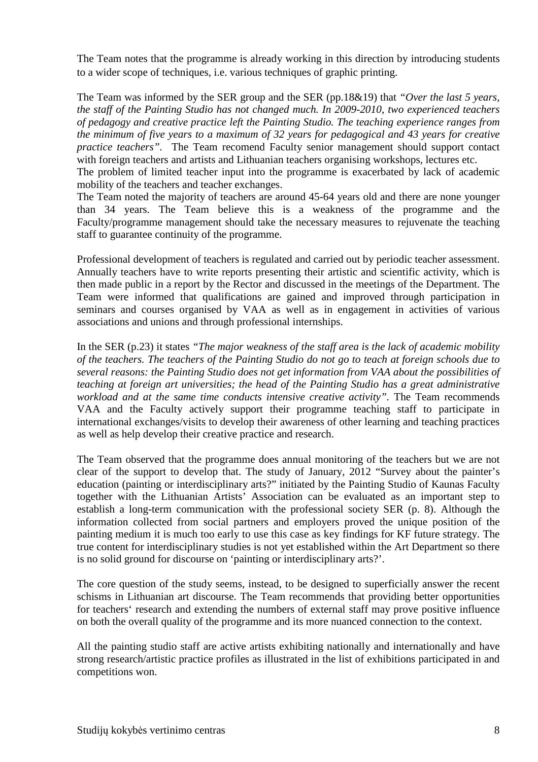The Team notes that the programme is already working in this direction by introducing students to a wider scope of techniques, i.e. various techniques of graphic printing.

The Team was informed by the SER group and the SER (pp.18&19) that *"Over the last 5 years, the staff of the Painting Studio has not changed much. In 2009-2010, two experienced teachers of pedagogy and creative practice left the Painting Studio. The teaching experience ranges from the minimum of five years to a maximum of 32 years for pedagogical and 43 years for creative practice teachers"*. The Team recomend Faculty senior management should support contact with foreign teachers and artists and Lithuanian teachers organising workshops, lectures etc.
The problem of limited teacher input into the programme is exacerbated by lack of academic mobility of the teachers and teacher exchanges.
The Team noted the majority of teachers are around 45-64 years old and there are none younger than 34 years. The Team believe this is a weakness of the programme and the Faculty/programme management should take the necessary measures to rejuvenate the teaching staff to guarantee continuity of the programme.

Professional development of teachers is regulated and carried out by periodic teacher assessment. Annually teachers have to write reports presenting their artistic and scientific activity, which is then made public in a report by the Rector and discussed in the meetings of the Department. The Team were informed that qualifications are gained and improved through participation in seminars and courses organised by VAA as well as in engagement in activities of various associations and unions and through professional internships.

In the SER (p.23) it states *"The major weakness of the staff area is the lack of academic mobility of the teachers. The teachers of the Painting Studio do not go to teach at foreign schools due to several reasons: the Painting Studio does not get information from VAA about the possibilities of teaching at foreign art universities; the head of the Painting Studio has a great administrative workload and at the same time conducts intensive creative activity"*. The Team recommends VAA and the Faculty actively support their programme teaching staff to participate in international exchanges/visits to develop their awareness of other learning and teaching practices as well as help develop their creative practice and research.

The Team observed that the programme does annual monitoring of the teachers but we are not clear of the support to develop that. The study of January, 2012 "Survey about the painter's education (painting or interdisciplinary arts?" initiated by the Painting Studio of Kaunas Faculty together with the Lithuanian Artists' Association can be evaluated as an important step to establish a long-term communication with the professional society SER (p. 8). Although the information collected from social partners and employers proved the unique position of the painting medium it is much too early to use this case as key findings for KF future strategy. The true content for interdisciplinary studies is not yet established within the Art Department so there is no solid ground for discourse on 'painting or interdisciplinary arts?'.

The core question of the study seems, instead, to be designed to superficially answer the recent schisms in Lithuanian art discourse. The Team recommends that providing better opportunities for teachers' research and extending the numbers of external staff may prove positive influence on both the overall quality of the programme and its more nuanced connection to the context.

All the painting studio staff are active artists exhibiting nationally and internationally and have strong research/artistic practice profiles as illustrated in the list of exhibitions participated in and competitions won.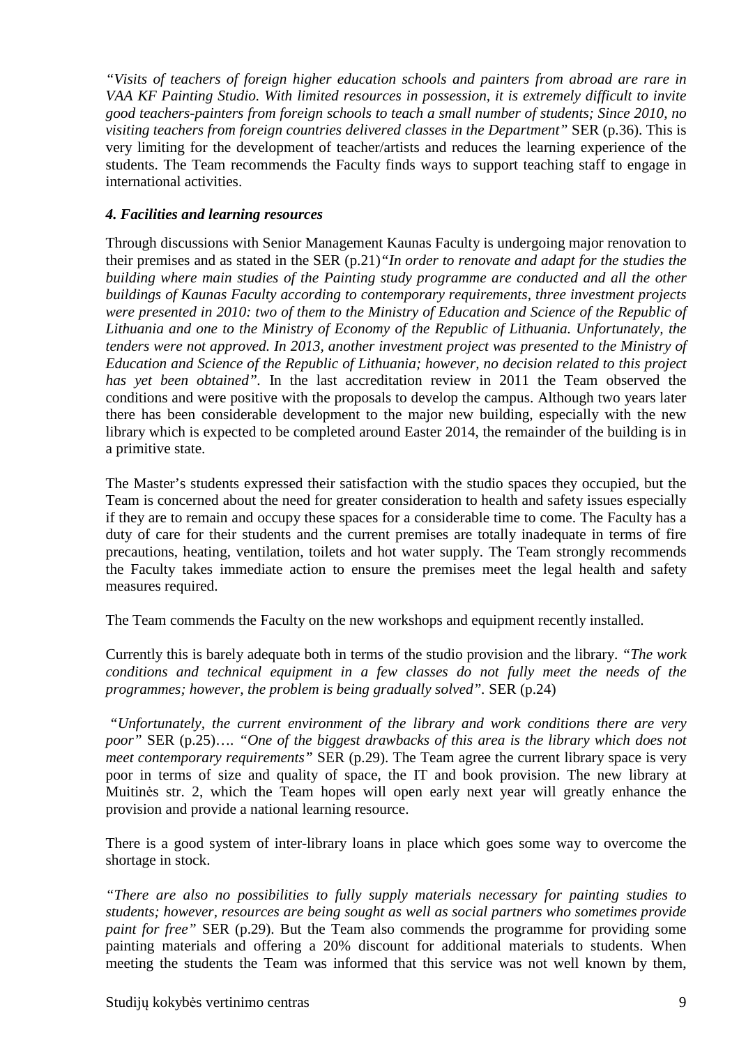*"Visits of teachers of foreign higher education schools and painters from abroad are rare in VAA KF Painting Studio. With limited resources in possession, it is extremely difficult to invite good teachers-painters from foreign schools to teach a small number of students; Since 2010, no visiting teachers from foreign countries delivered classes in the Department"* SER (p.36). This is very limiting for the development of teacher/artists and reduces the learning experience of the students. The Team recommends the Faculty finds ways to support teaching staff to engage in international activities.

### *4. Facilities and learning resources*

Through discussions with Senior Management Kaunas Faculty is undergoing major renovation to their premises and as stated in the SER (p.21)*"In order to renovate and adapt for the studies the building where main studies of the Painting study programme are conducted and all the other buildings of Kaunas Faculty according to contemporary requirements, three investment projects were presented in 2010: two of them to the Ministry of Education and Science of the Republic of Lithuania and one to the Ministry of Economy of the Republic of Lithuania. Unfortunately, the tenders were not approved. In 2013, another investment project was presented to the Ministry of Education and Science of the Republic of Lithuania; however, no decision related to this project has yet been obtained".* In the last accreditation review in 2011 the Team observed the conditions and were positive with the proposals to develop the campus. Although two years later there has been considerable development to the major new building, especially with the new library which is expected to be completed around Easter 2014, the remainder of the building is in a primitive state.

The Master's students expressed their satisfaction with the studio spaces they occupied, but the Team is concerned about the need for greater consideration to health and safety issues especially if they are to remain and occupy these spaces for a considerable time to come. The Faculty has a duty of care for their students and the current premises are totally inadequate in terms of fire precautions, heating, ventilation, toilets and hot water supply. The Team strongly recommends the Faculty takes immediate action to ensure the premises meet the legal health and safety measures required.

The Team commends the Faculty on the new workshops and equipment recently installed.

Currently this is barely adequate both in terms of the studio provision and the library. *"The work conditions and technical equipment in a few classes do not fully meet the needs of the programmes; however, the problem is being gradually solved".* SER (p.24)

*"Unfortunately, the current environment of the library and work conditions there are very poor"* SER (p.25)…. *"One of the biggest drawbacks of this area is the library which does not meet contemporary requirements"* SER (p.29). The Team agree the current library space is very poor in terms of size and quality of space, the IT and book provision. The new library at Muitinės str. 2, which the Team hopes will open early next year will greatly enhance the provision and provide a national learning resource.

There is a good system of inter-library loans in place which goes some way to overcome the shortage in stock.

*"There are also no possibilities to fully supply materials necessary for painting studies to students; however, resources are being sought as well as social partners who sometimes provide paint for free"* SER (p.29). But the Team also commends the programme for providing some painting materials and offering a 20% discount for additional materials to students. When meeting the students the Team was informed that this service was not well known by them,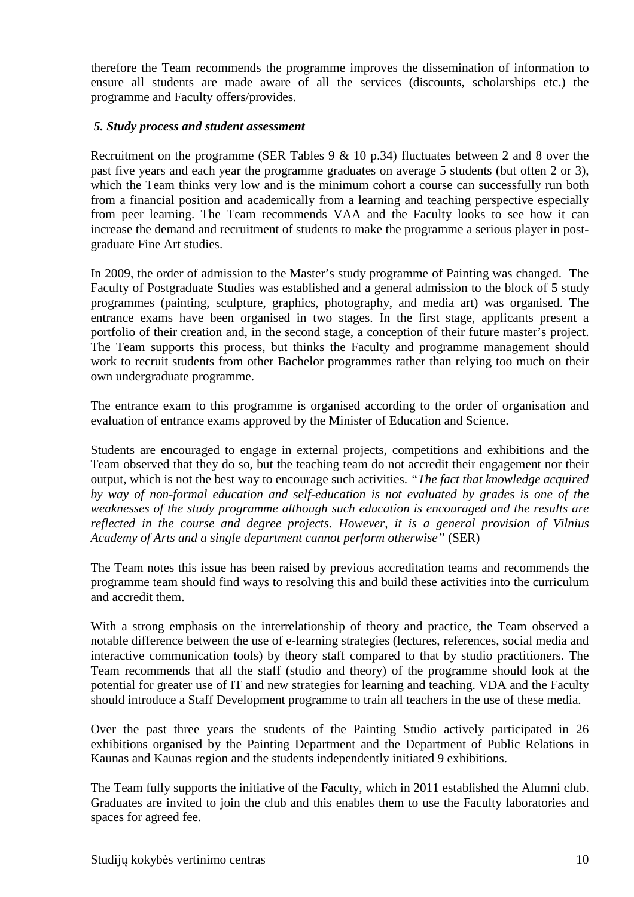therefore the Team recommends the programme improves the dissemination of information to ensure all students are made aware of all the services (discounts, scholarships etc.) the programme and Faculty offers/provides.

### *5. Study process and student assessment*

Recruitment on the programme (SER Tables 9 & 10 p.34) fluctuates between 2 and 8 over the past five years and each year the programme graduates on average 5 students (but often 2 or 3), which the Team thinks very low and is the minimum cohort a course can successfully run both from a financial position and academically from a learning and teaching perspective especially from peer learning. The Team recommends VAA and the Faculty looks to see how it can increase the demand and recruitment of students to make the programme a serious player in post-graduate Fine Art studies.

In 2009, the order of admission to the Master's study programme of Painting was changed. The Faculty of Postgraduate Studies was established and a general admission to the block of 5 study programmes (painting, sculpture, graphics, photography, and media art) was organised. The entrance exams have been organised in two stages. In the first stage, applicants present a portfolio of their creation and, in the second stage, a conception of their future master's project. The Team supports this process, but thinks the Faculty and programme management should work to recruit students from other Bachelor programmes rather than relying too much on their own undergraduate programme.

The entrance exam to this programme is organised according to the order of organisation and evaluation of entrance exams approved by the Minister of Education and Science.

Students are encouraged to engage in external projects, competitions and exhibitions and the Team observed that they do so, but the teaching team do not accredit their engagement nor their output, which is not the best way to encourage such activities. *"The fact that knowledge acquired by way of non-formal education and self-education is not evaluated by grades is one of the weaknesses of the study programme although such education is encouraged and the results are reflected in the course and degree projects. However, it is a general provision of Vilnius Academy of Arts and a single department cannot perform otherwise"* (SER)

The Team notes this issue has been raised by previous accreditation teams and recommends the programme team should find ways to resolving this and build these activities into the curriculum and accredit them.

With a strong emphasis on the interrelationship of theory and practice, the Team observed a notable difference between the use of e-learning strategies (lectures, references, social media and interactive communication tools) by theory staff compared to that by studio practitioners. The Team recommends that all the staff (studio and theory) of the programme should look at the potential for greater use of IT and new strategies for learning and teaching. VDA and the Faculty should introduce a Staff Development programme to train all teachers in the use of these media.

Over the past three years the students of the Painting Studio actively participated in 26 exhibitions organised by the Painting Department and the Department of Public Relations in Kaunas and Kaunas region and the students independently initiated 9 exhibitions.

The Team fully supports the initiative of the Faculty, which in 2011 established the Alumni club. Graduates are invited to join the club and this enables them to use the Faculty laboratories and spaces for agreed fee.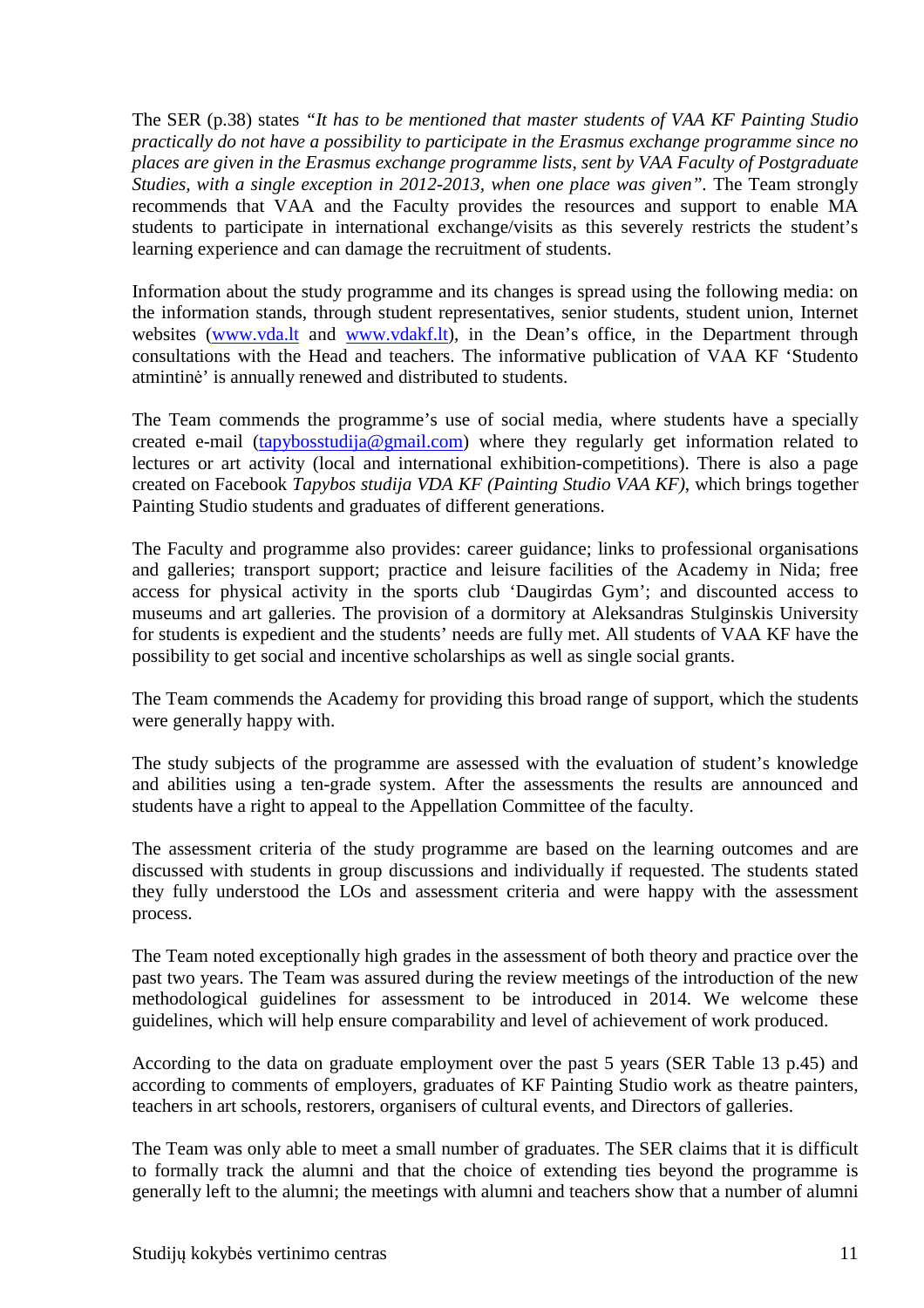The SER (p.38) states *"It has to be mentioned that master students of VAA KF Painting Studio practically do not have a possibility to participate in the Erasmus exchange programme since no places are given in the Erasmus exchange programme lists, sent by VAA Faculty of Postgraduate Studies, with a single exception in 2012-2013, when one place was given"*. The Team strongly recommends that VAA and the Faculty provides the resources and support to enable MA students to participate in international exchange/visits as this severely restricts the student's learning experience and can damage the recruitment of students.

Information about the study programme and its changes is spread using the following media: on the information stands, through student representatives, senior students, student union, Internet websites (www.vda.lt and www.vdakf.lt), in the Dean's office, in the Department through consultations with the Head and teachers. The informative publication of VAA KF 'Studento atmintinė' is annually renewed and distributed to students.

The Team commends the programme's use of social media, where students have a specially created e-mail (tapybosstudija@gmail.com) where they regularly get information related to lectures or art activity (local and international exhibition-competitions). There is also a page created on Facebook *Tapybos studija VDA KF (Painting Studio VAA KF)*, which brings together Painting Studio students and graduates of different generations.

The Faculty and programme also provides: career guidance; links to professional organisations and galleries; transport support; practice and leisure facilities of the Academy in Nida; free access for physical activity in the sports club 'Daugirdas Gym'; and discounted access to museums and art galleries. The provision of a dormitory at Aleksandras Stulginskis University for students is expedient and the students' needs are fully met. All students of VAA KF have the possibility to get social and incentive scholarships as well as single social grants.

The Team commends the Academy for providing this broad range of support, which the students were generally happy with.

The study subjects of the programme are assessed with the evaluation of student's knowledge and abilities using a ten-grade system. After the assessments the results are announced and students have a right to appeal to the Appellation Committee of the faculty.

The assessment criteria of the study programme are based on the learning outcomes and are discussed with students in group discussions and individually if requested. The students stated they fully understood the LOs and assessment criteria and were happy with the assessment process.

The Team noted exceptionally high grades in the assessment of both theory and practice over the past two years. The Team was assured during the review meetings of the introduction of the new methodological guidelines for assessment to be introduced in 2014. We welcome these guidelines, which will help ensure comparability and level of achievement of work produced.

According to the data on graduate employment over the past 5 years (SER Table 13 p.45) and according to comments of employers, graduates of KF Painting Studio work as theatre painters, teachers in art schools, restorers, organisers of cultural events, and Directors of galleries.

The Team was only able to meet a small number of graduates. The SER claims that it is difficult to formally track the alumni and that the choice of extending ties beyond the programme is generally left to the alumni; the meetings with alumni and teachers show that a number of alumni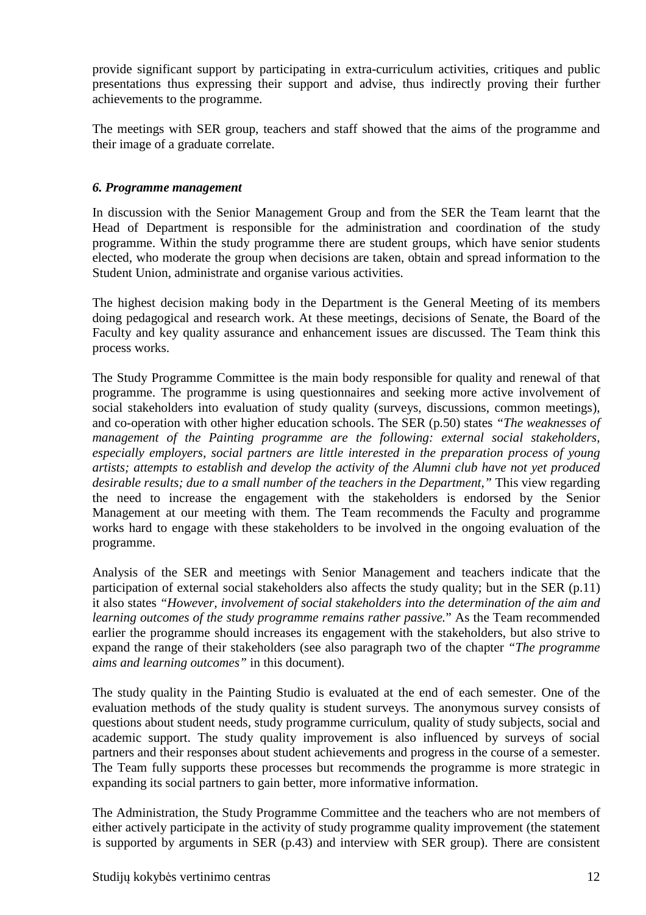provide significant support by participating in extra-curriculum activities, critiques and public presentations thus expressing their support and advise, thus indirectly proving their further achievements to the programme.

The meetings with SER group, teachers and staff showed that the aims of the programme and their image of a graduate correlate.

***6. Programme management***

In discussion with the Senior Management Group and from the SER the Team learnt that the Head of Department is responsible for the administration and coordination of the study programme. Within the study programme there are student groups, which have senior students elected, who moderate the group when decisions are taken, obtain and spread information to the Student Union, administrate and organise various activities.

The highest decision making body in the Department is the General Meeting of its members doing pedagogical and research work. At these meetings, decisions of Senate, the Board of the Faculty and key quality assurance and enhancement issues are discussed. The Team think this process works.

The Study Programme Committee is the main body responsible for quality and renewal of that programme. The programme is using questionnaires and seeking more active involvement of social stakeholders into evaluation of study quality (surveys, discussions, common meetings), and co-operation with other higher education schools. The SER (p.50) states *"The weaknesses of management of the Painting programme are the following: external social stakeholders, especially employers, social partners are little interested in the preparation process of young artists; attempts to establish and develop the activity of the Alumni club have not yet produced desirable results; due to a small number of the teachers in the Department,"* This view regarding the need to increase the engagement with the stakeholders is endorsed by the Senior Management at our meeting with them. The Team recommends the Faculty and programme works hard to engage with these stakeholders to be involved in the ongoing evaluation of the programme.

Analysis of the SER and meetings with Senior Management and teachers indicate that the participation of external social stakeholders also affects the study quality; but in the SER (p.11) it also states *"However, involvement of social stakeholders into the determination of the aim and learning outcomes of the study programme remains rather passive.*" As the Team recommended earlier the programme should increases its engagement with the stakeholders, but also strive to expand the range of their stakeholders (see also paragraph two of the chapter *"The programme aims and learning outcomes"* in this document).

The study quality in the Painting Studio is evaluated at the end of each semester. One of the evaluation methods of the study quality is student surveys. The anonymous survey consists of questions about student needs, study programme curriculum, quality of study subjects, social and academic support. The study quality improvement is also influenced by surveys of social partners and their responses about student achievements and progress in the course of a semester. The Team fully supports these processes but recommends the programme is more strategic in expanding its social partners to gain better, more informative information.

The Administration, the Study Programme Committee and the teachers who are not members of either actively participate in the activity of study programme quality improvement (the statement is supported by arguments in SER (p.43) and interview with SER group). There are consistent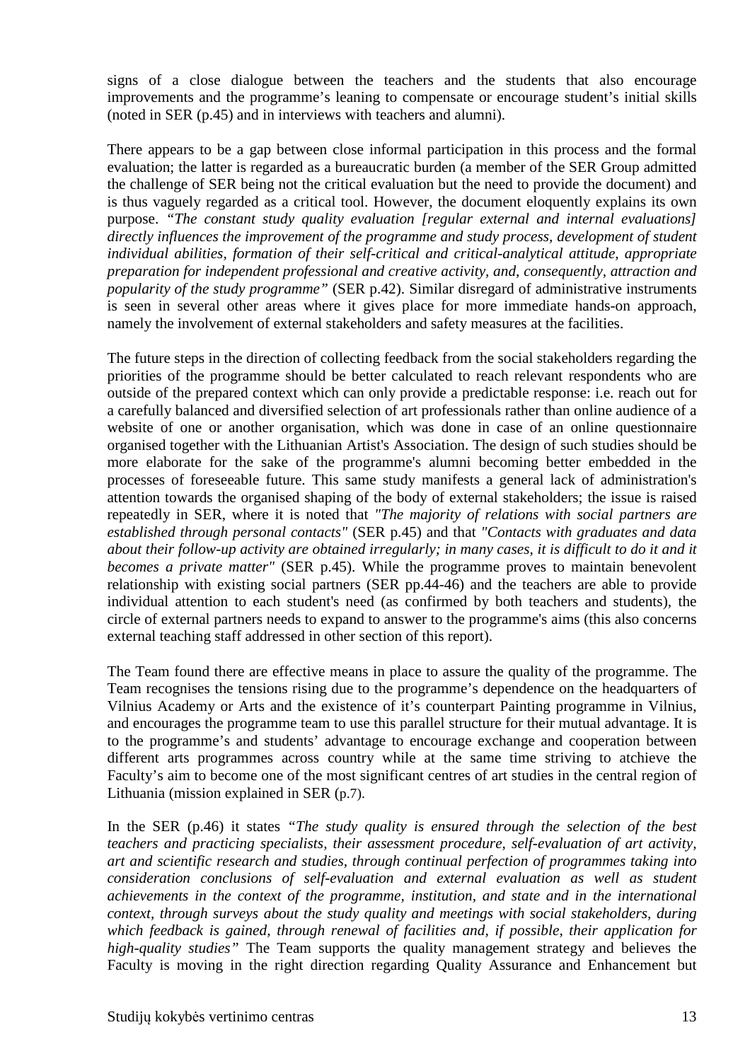signs of a close dialogue between the teachers and the students that also encourage improvements and the programme's leaning to compensate or encourage student's initial skills (noted in SER (p.45) and in interviews with teachers and alumni).

There appears to be a gap between close informal participation in this process and the formal evaluation; the latter is regarded as a bureaucratic burden (a member of the SER Group admitted the challenge of SER being not the critical evaluation but the need to provide the document) and is thus vaguely regarded as a critical tool. However, the document eloquently explains its own purpose. *"The constant study quality evaluation [regular external and internal evaluations] directly influences the improvement of the programme and study process, development of student individual abilities, formation of their self-critical and critical-analytical attitude, appropriate preparation for independent professional and creative activity, and, consequently, attraction and popularity of the study programme"* (SER p.42). Similar disregard of administrative instruments is seen in several other areas where it gives place for more immediate hands-on approach, namely the involvement of external stakeholders and safety measures at the facilities.

The future steps in the direction of collecting feedback from the social stakeholders regarding the priorities of the programme should be better calculated to reach relevant respondents who are outside of the prepared context which can only provide a predictable response: i.e. reach out for a carefully balanced and diversified selection of art professionals rather than online audience of a website of one or another organisation, which was done in case of an online questionnaire organised together with the Lithuanian Artist's Association. The design of such studies should be more elaborate for the sake of the programme's alumni becoming better embedded in the processes of foreseeable future. This same study manifests a general lack of administration's attention towards the organised shaping of the body of external stakeholders; the issue is raised repeatedly in SER, where it is noted that *"The majority of relations with social partners are established through personal contacts"* (SER p.45) and that *"Contacts with graduates and data about their follow-up activity are obtained irregularly; in many cases, it is difficult to do it and it becomes a private matter"* (SER p.45). While the programme proves to maintain benevolent relationship with existing social partners (SER pp.44-46) and the teachers are able to provide individual attention to each student's need (as confirmed by both teachers and students), the circle of external partners needs to expand to answer to the programme's aims (this also concerns external teaching staff addressed in other section of this report).

The Team found there are effective means in place to assure the quality of the programme. The Team recognises the tensions rising due to the programme's dependence on the headquarters of Vilnius Academy or Arts and the existence of it's counterpart Painting programme in Vilnius, and encourages the programme team to use this parallel structure for their mutual advantage. It is to the programme's and students' advantage to encourage exchange and cooperation between different arts programmes across country while at the same time striving to atchieve the Faculty's aim to become one of the most significant centres of art studies in the central region of Lithuania (mission explained in SER (p.7).

In the SER (p.46) it states *"The study quality is ensured through the selection of the best teachers and practicing specialists, their assessment procedure, self-evaluation of art activity, art and scientific research and studies, through continual perfection of programmes taking into consideration conclusions of self-evaluation and external evaluation as well as student achievements in the context of the programme, institution, and state and in the international context, through surveys about the study quality and meetings with social stakeholders, during which feedback is gained, through renewal of facilities and, if possible, their application for high-quality studies"* The Team supports the quality management strategy and believes the Faculty is moving in the right direction regarding Quality Assurance and Enhancement but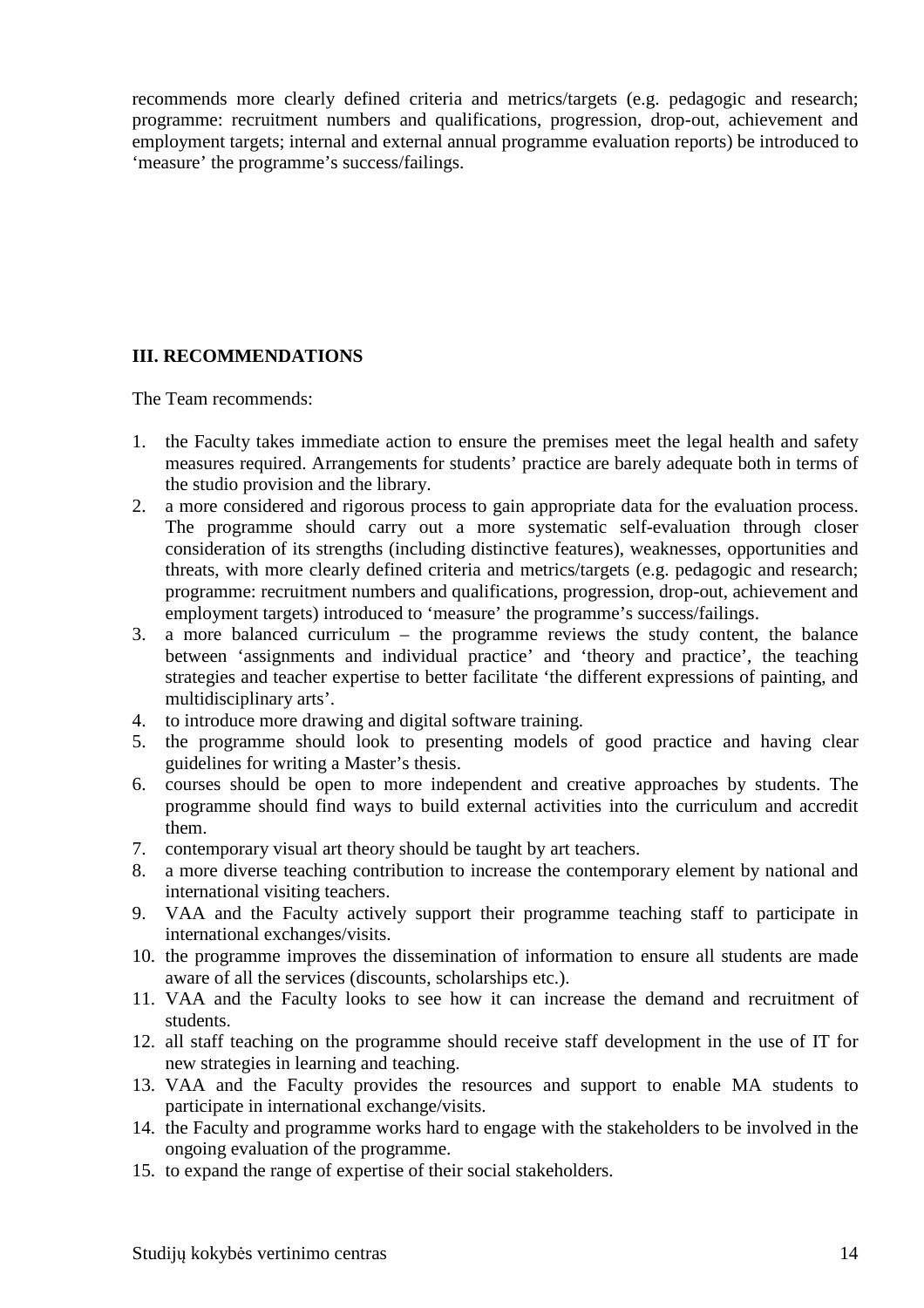recommends more clearly defined criteria and metrics/targets (e.g. pedagogic and research; programme: recruitment numbers and qualifications, progression, drop-out, achievement and employment targets; internal and external annual programme evaluation reports) be introduced to 'measure' the programme's success/failings.

## III. RECOMMENDATIONS

The Team recommends:

1. the Faculty takes immediate action to ensure the premises meet the legal health and safety measures required. Arrangements for students' practice are barely adequate both in terms of the studio provision and the library.
2. a more considered and rigorous process to gain appropriate data for the evaluation process. The programme should carry out a more systematic self-evaluation through closer consideration of its strengths (including distinctive features), weaknesses, opportunities and threats, with more clearly defined criteria and metrics/targets (e.g. pedagogic and research; programme: recruitment numbers and qualifications, progression, drop-out, achievement and employment targets) introduced to 'measure' the programme's success/failings.
3. a more balanced curriculum – the programme reviews the study content, the balance between 'assignments and individual practice' and 'theory and practice', the teaching strategies and teacher expertise to better facilitate 'the different expressions of painting, and multidisciplinary arts'.
4. to introduce more drawing and digital software training.
5. the programme should look to presenting models of good practice and having clear guidelines for writing a Master's thesis.
6. courses should be open to more independent and creative approaches by students. The programme should find ways to build external activities into the curriculum and accredit them.
7. contemporary visual art theory should be taught by art teachers.
8. a more diverse teaching contribution to increase the contemporary element by national and international visiting teachers.
9. VAA and the Faculty actively support their programme teaching staff to participate in international exchanges/visits.
10. the programme improves the dissemination of information to ensure all students are made aware of all the services (discounts, scholarships etc.).
11. VAA and the Faculty looks to see how it can increase the demand and recruitment of students.
12. all staff teaching on the programme should receive staff development in the use of IT for new strategies in learning and teaching.
13. VAA and the Faculty provides the resources and support to enable MA students to participate in international exchange/visits.
14. the Faculty and programme works hard to engage with the stakeholders to be involved in the ongoing evaluation of the programme.
15. to expand the range of expertise of their social stakeholders.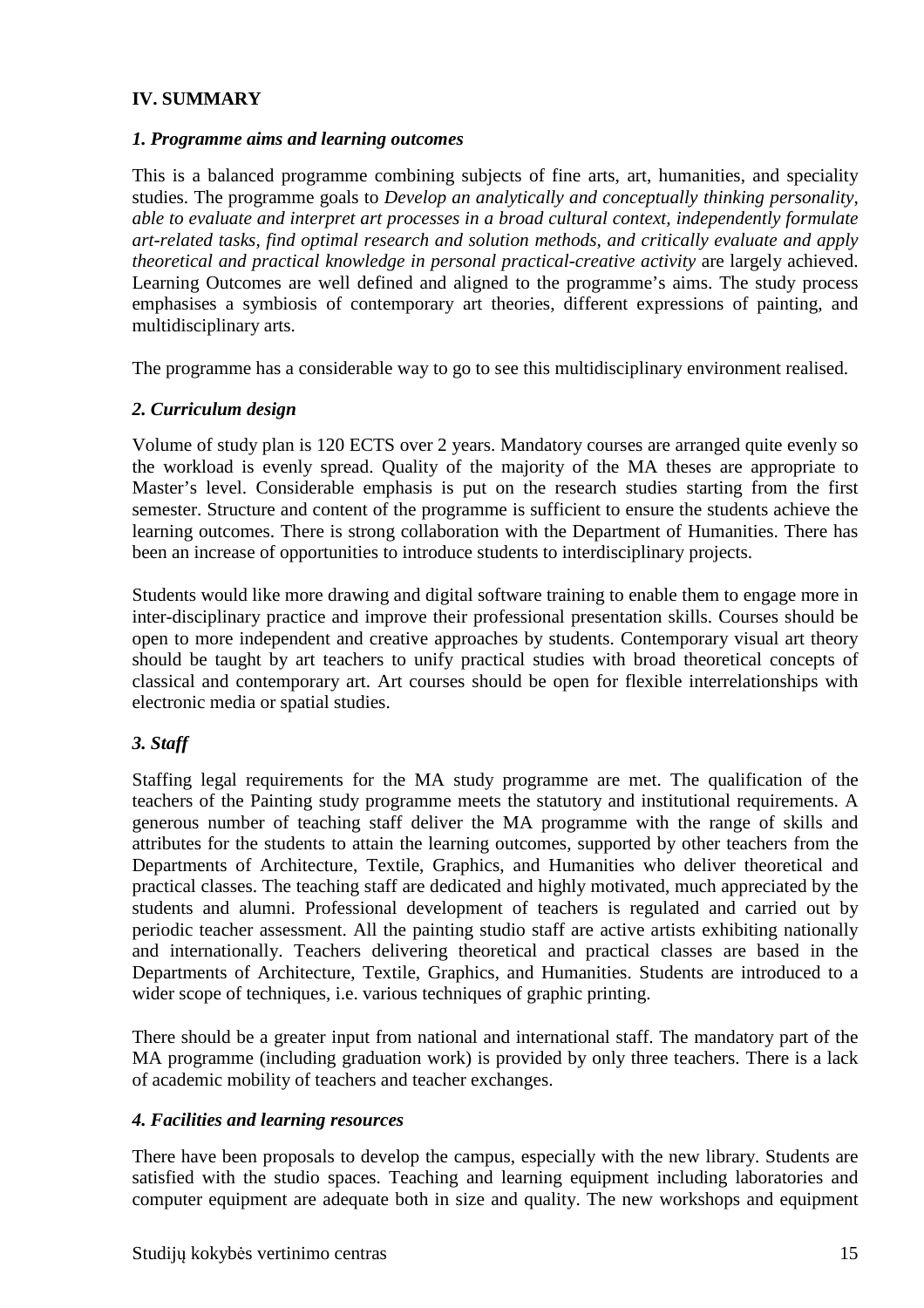## IV. SUMMARY

### *1. Programme aims and learning outcomes*

This is a balanced programme combining subjects of fine arts, art, humanities, and speciality studies. The programme goals to *Develop an analytically and conceptually thinking personality, able to evaluate and interpret art processes in a broad cultural context, independently formulate art-related tasks, find optimal research and solution methods, and critically evaluate and apply theoretical and practical knowledge in personal practical-creative activity* are largely achieved. Learning Outcomes are well defined and aligned to the programme's aims. The study process emphasises a symbiosis of contemporary art theories, different expressions of painting, and multidisciplinary arts.

The programme has a considerable way to go to see this multidisciplinary environment realised.

### *2. Curriculum design*

Volume of study plan is 120 ECTS over 2 years. Mandatory courses are arranged quite evenly so the workload is evenly spread. Quality of the majority of the MA theses are appropriate to Master's level. Considerable emphasis is put on the research studies starting from the first semester. Structure and content of the programme is sufficient to ensure the students achieve the learning outcomes. There is strong collaboration with the Department of Humanities. There has been an increase of opportunities to introduce students to interdisciplinary projects.

Students would like more drawing and digital software training to enable them to engage more in inter-disciplinary practice and improve their professional presentation skills. Courses should be open to more independent and creative approaches by students. Contemporary visual art theory should be taught by art teachers to unify practical studies with broad theoretical concepts of classical and contemporary art. Art courses should be open for flexible interrelationships with electronic media or spatial studies.

### *3. Staff*

Staffing legal requirements for the MA study programme are met. The qualification of the teachers of the Painting study programme meets the statutory and institutional requirements. A generous number of teaching staff deliver the MA programme with the range of skills and attributes for the students to attain the learning outcomes, supported by other teachers from the Departments of Architecture, Textile, Graphics, and Humanities who deliver theoretical and practical classes. The teaching staff are dedicated and highly motivated, much appreciated by the students and alumni. Professional development of teachers is regulated and carried out by periodic teacher assessment. All the painting studio staff are active artists exhibiting nationally and internationally. Teachers delivering theoretical and practical classes are based in the Departments of Architecture, Textile, Graphics, and Humanities. Students are introduced to a wider scope of techniques, i.e. various techniques of graphic printing.

There should be a greater input from national and international staff. The mandatory part of the MA programme (including graduation work) is provided by only three teachers. There is a lack of academic mobility of teachers and teacher exchanges.

### *4. Facilities and learning resources*

There have been proposals to develop the campus, especially with the new library. Students are satisfied with the studio spaces. Teaching and learning equipment including laboratories and computer equipment are adequate both in size and quality. The new workshops and equipment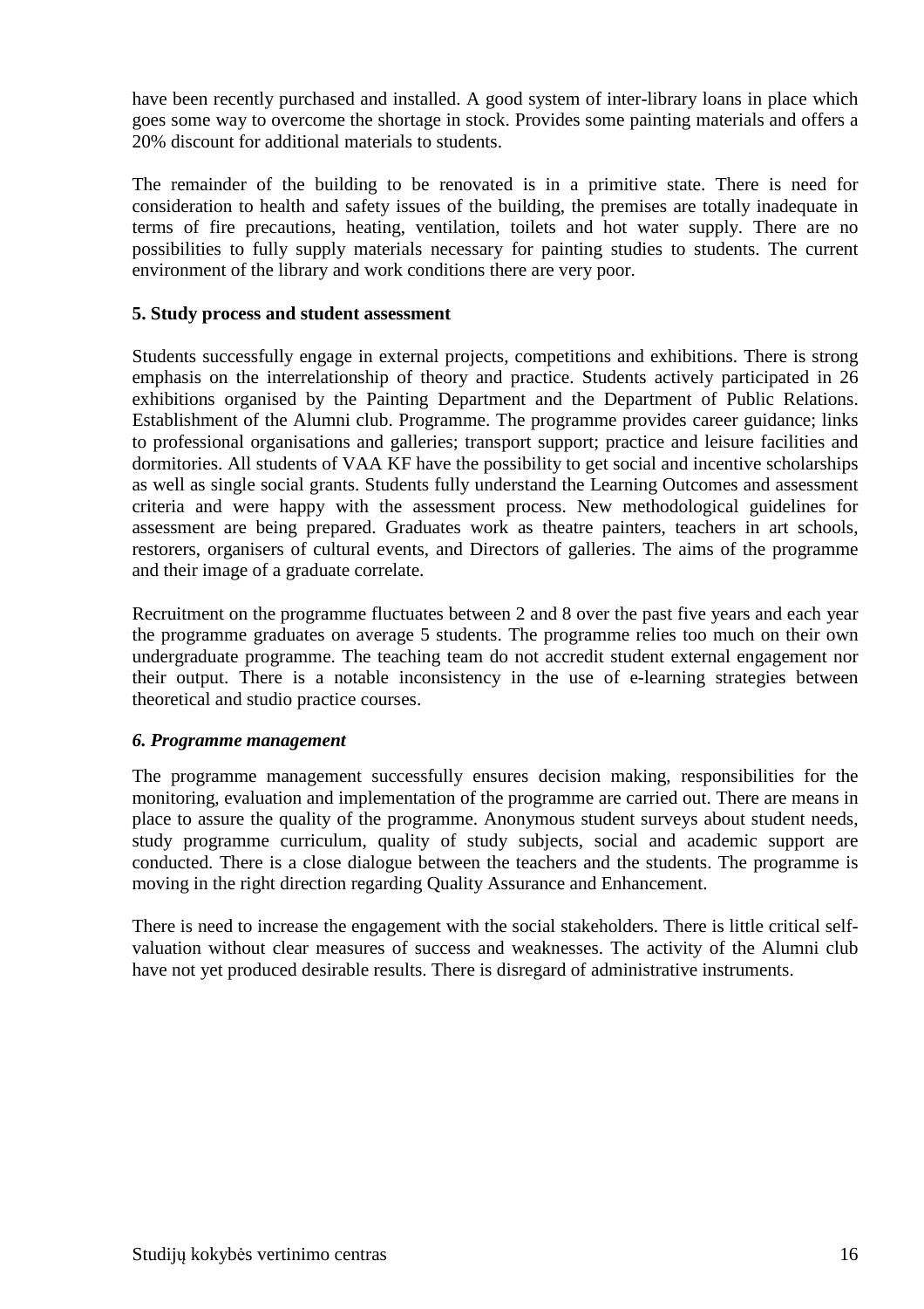have been recently purchased and installed. A good system of inter-library loans in place which goes some way to overcome the shortage in stock. Provides some painting materials and offers a 20% discount for additional materials to students.

The remainder of the building to be renovated is in a primitive state. There is need for consideration to health and safety issues of the building, the premises are totally inadequate in terms of fire precautions, heating, ventilation, toilets and hot water supply. There are no possibilities to fully supply materials necessary for painting studies to students. The current environment of the library and work conditions there are very poor.

**5. Study process and student assessment**

Students successfully engage in external projects, competitions and exhibitions. There is strong emphasis on the interrelationship of theory and practice. Students actively participated in 26 exhibitions organised by the Painting Department and the Department of Public Relations. Establishment of the Alumni club. Programme. The programme provides career guidance; links to professional organisations and galleries; transport support; practice and leisure facilities and dormitories. All students of VAA KF have the possibility to get social and incentive scholarships as well as single social grants. Students fully understand the Learning Outcomes and assessment criteria and were happy with the assessment process. New methodological guidelines for assessment are being prepared. Graduates work as theatre painters, teachers in art schools, restorers, organisers of cultural events, and Directors of galleries. The aims of the programme and their image of a graduate correlate.

Recruitment on the programme fluctuates between 2 and 8 over the past five years and each year the programme graduates on average 5 students. The programme relies too much on their own undergraduate programme. The teaching team do not accredit student external engagement nor their output. There is a notable inconsistency in the use of e-learning strategies between theoretical and studio practice courses.

***6. Programme management***

The programme management successfully ensures decision making, responsibilities for the monitoring, evaluation and implementation of the programme are carried out. There are means in place to assure the quality of the programme. Anonymous student surveys about student needs, study programme curriculum, quality of study subjects, social and academic support are conducted. There is a close dialogue between the teachers and the students. The programme is moving in the right direction regarding Quality Assurance and Enhancement.

There is need to increase the engagement with the social stakeholders. There is little critical self-valuation without clear measures of success and weaknesses. The activity of the Alumni club have not yet produced desirable results. There is disregard of administrative instruments.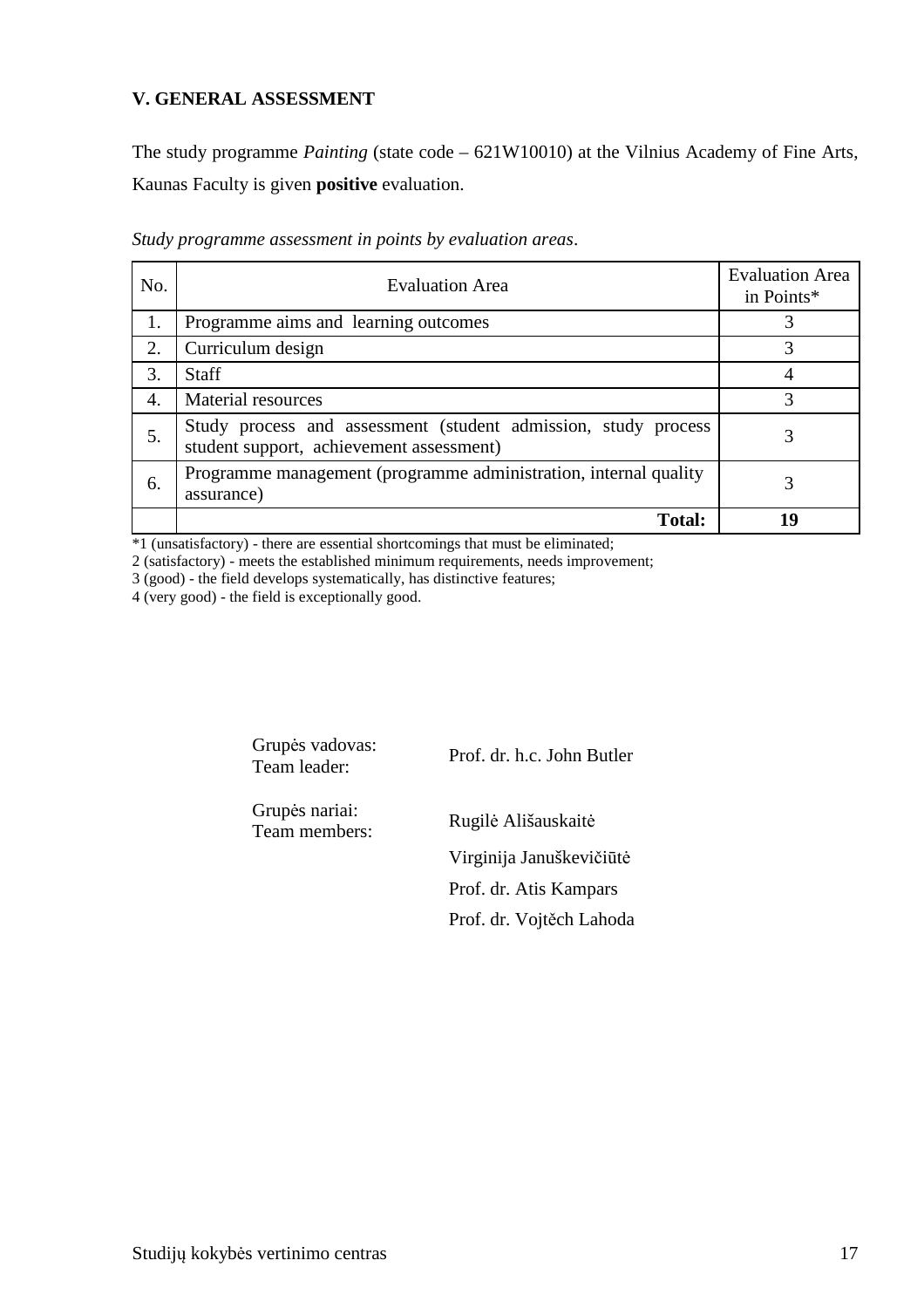### V. GENERAL ASSESSMENT

The study programme *Painting* (state code – 621W10010) at the Vilnius Academy of Fine Arts, Kaunas Faculty is given **positive** evaluation.

*Study programme assessment in points by evaluation areas*.

| No. | Evaluation Area | Evaluation Area in Points* |
|---|---|---|
| 1. | Programme aims and learning outcomes | 3 |
| 2. | Curriculum design | 3 |
| 3. | Staff | 4 |
| 4. | Material resources | 3 |
| 5. | Study process and assessment (student admission, study process student support, achievement assessment) | 3 |
| 6. | Programme management (programme administration, internal quality assurance) | 3 |
| | **Total:** | **19** |

*1 (unsatisfactory) - there are essential shortcomings that must be eliminated;
2 (satisfactory) - meets the established minimum requirements, needs improvement;
3 (good) - the field develops systematically, has distinctive features;
4 (very good) - the field is exceptionally good.

Grupės vadovas:
Team leader: Prof. dr. h.c. John Butler

Grupės nariai:
Team members: Rugilė Tuskaitė

Virginija Januškevičiūtė

Prof. dr. Atis Kampars

Prof. dr. Vojtěch Lahoda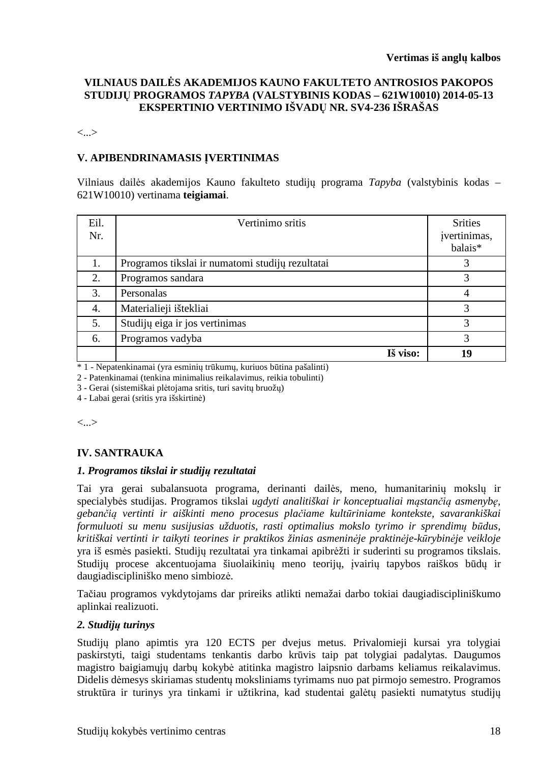**Vertimas iš anglų kalbos**

**VILNIAUS DAILĖS AKADEMIJOS KAUNO FAKULTETO ANTROSIOS PAKOPOS STUDIJŲ PROGRAMOS *TAPYBA* (VALSTYBINIS KODAS – 621W10010) 2014-05-13 EKSPERTINIO VERTINIMO IŠVADŲ NR. SV4-236 IŠRAŠAS**

<...>

## V. APIBENDRINAMASIS ĮVERTINIMAS

Vilniaus dailės akademijos Kauno fakulteto studijų programa *Tapyba* (valstybinis kodas – 621W10010) vertinama **teigiamai**.

| Eil. Nr. | Vertinimo sritis | Srities įvertinimas, balais* |
|---|---|---|
| 1. | Programos tikslai ir numatomi studijų rezultatai | 3 |
| 2. | Programos sandara | 3 |
| 3. | Personalas | 4 |
| 4. | Materialieji ištekliai | 3 |
| 5. | Studijų eiga ir jos vertinimas | 3 |
| 6. | Programos vadyba | 3 |
| | **Iš viso:** | **19** |

* 1 - Nepatenkinamai (yra esminių trūkumų, kuriuos būtina pašalinti)
2 - Patenkinamai (tenkina minimalius reikalavimus, reikia tobulinti)
3 - Gerai (sistemiškai plėtojama sritis, turi savitų bruožų)
4 - Labai gerai (sritis yra išskirtinė)

<...>

## IV. SANTRAUKA

### *1. Programos tikslai ir studijų rezultatai*

Tai yra gerai subalansuota programa, derinanti dailės, meno, humanitarinių mokslų ir specialybės studijas. Programos tikslai *ugdyti analitiškai ir konceptualiai mąstančią asmenybę, gebančią vertinti ir aiškinti meno procesus plačiame kultūriniame kontekste, savarankiškai formuluoti su menu susijusias užduotis, rasti optimalius mokslo tyrimo ir sprendimų būdus, kritiškai vertinti ir taikyti teorines ir praktikos žinias asmeninėje praktinėje-kūrybinėje veikloje* yra iš esmės pasiekti. Studijų rezultatai yra tinkamai apibrėžti ir suderinti su programos tikslais. Studijų procese akcentuojama šiuolaikinių meno teorijų, įvairių tapybos raiškos būdų ir daugiadiscipliniško meno simbiozė.

Tačiau programos vykdytojams dar prireiks atlikti nemažai darbo tokiai daugiadiscipliniškumo aplinkai realizuoti.

### *2. Studijų turinys*

Studijų plano apimtis yra 120 ECTS per dvejus metus. Privalomieji kursai yra tolygiai paskirstyti, taigi studentams tenkantis darbo krūvis taip pat tolygiai padalytas. Daugumos magistro baigiamųjų darbų kokybė atitinka magistro laipsnio darbams keliamus reikalavimus. Didelis dėmesys skiriamas studentų moksliniams tyrimams nuo pat pirmojo semestro. Programos struktūra ir turinys yra tinkami ir užtikrina, kad studentai galėtų pasiekti numatytus studijų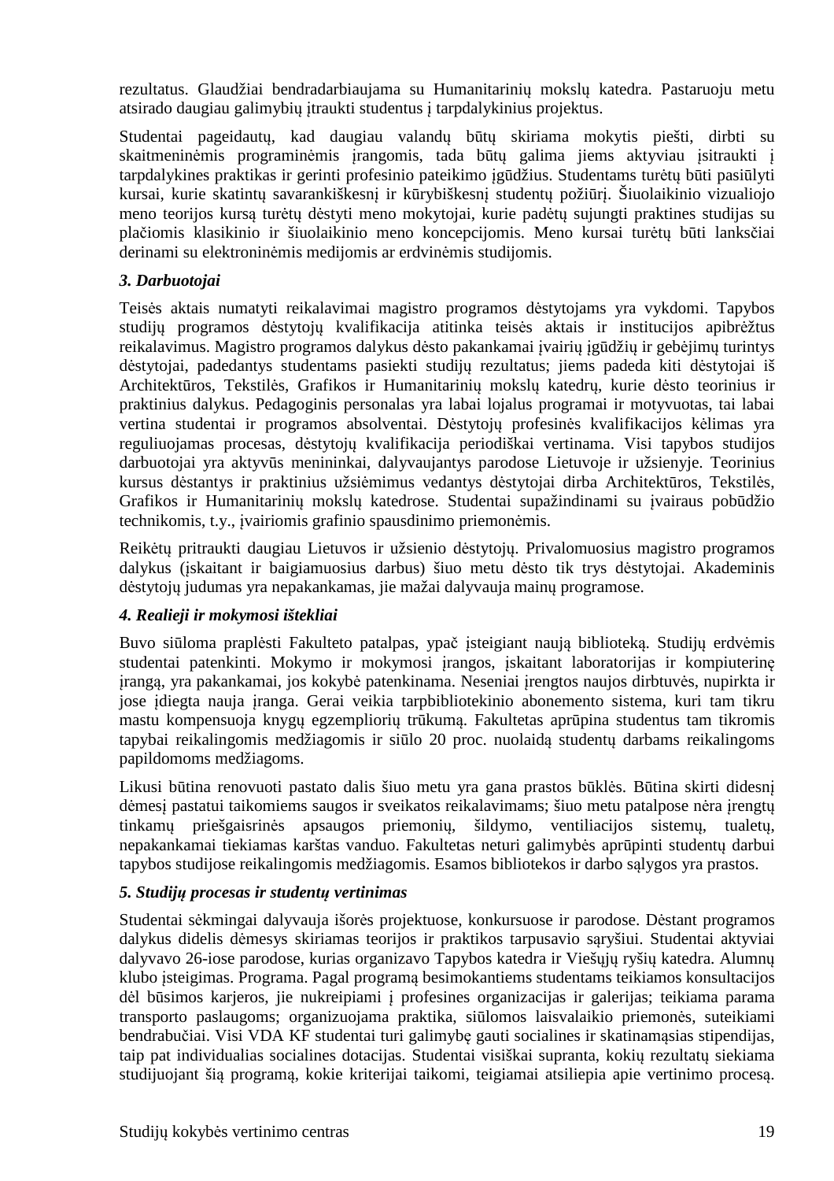rezultatus. Glaudžiai bendradarbiaujama su Humanitarinių mokslų katedra. Pastaruoju metu atsirado daugiau galimybių įtraukti studentus į tarpdalykinius projektus.

Studentai pageidautų, kad daugiau valandų būtų skiriama mokytis piešti, dirbti su skaitmeninėmis programinėmis įrangomis, tada būtų galima jiems aktyviau įsitraukti į tarpdalykines praktikas ir gerinti profesinio pateikimo įgūdžius. Studentams turėtų būti pasiūlyti kursai, kurie skatintų savarankiškesnį ir kūrybiškesnį studentų požiūrį. Šiuolaikinio vizualiojo meno teorijos kursą turėtų dėstyti meno mokytojai, kurie padėtų sujungti praktines studijas su plačiomis klasikinio ir šiuolaikinio meno koncepcijomis. Meno kursai turėtų būti lanksčiai derinami su elektroninėmis medijomis ar erdvinėmis studijomis.

***3. Darbuotojai***

Teisės aktais numatyti reikalavimai magistro programos dėstytojams yra vykdomi. Tapybos studijų programos dėstytojų kvalifikacija atitinka teisės aktais ir institucijos apibrėžtus reikalavimus. Magistro programos dalykus dėsto pakankamai įvairių įgūdžių ir gebėjimų turintys dėstytojai, padedantys studentams pasiekti studijų rezultatus; jiems padeda kiti dėstytojai iš Architektūros, Tekstilės, Grafikos ir Humanitarinių mokslų katedrų, kurie dėsto teorinius ir praktinius dalykus. Pedagoginis personalas yra labai lojalus programai ir motyvuotas, tai labai vertina studentai ir programos absolventai. Dėstytojų profesinės kvalifikacijos kėlimas yra reguliuojamas procesas, dėstytojų kvalifikacija periodiškai vertinama. Visi tapybos studijos darbuotojai yra aktyvūs menininkai, dalyvaujantys parodose Lietuvoje ir užsienyje. Teorinius kursus dėstantys ir praktinius užsiėmimus vedantys dėstytojai dirba Architektūros, Tekstilės, Grafikos ir Humanitarinių mokslų katedrose. Studentai supažindinami su įvairaus pobūdžio technikomis, t.y., įvairiomis grafinio spausdinimo priemonėmis.

Reikėtų pritraukti daugiau Lietuvos ir užsienio dėstytojų. Privalomuosius magistro programos dalykus (įskaitant ir baigiamuosius darbus) šiuo metu dėsto tik trys dėstytojai. Akademinis dėstytojų judumas yra nepakankamas, jie mažai dalyvauja mainų programose.

***4. Realieji ir mokymosi ištekliai***

Buvo siūloma praplėsti Fakulteto patalpas, ypač įsteigiant naują biblioteką. Studijų erdvėmis studentai patenkinti. Mokymo ir mokymosi įrangos, įskaitant laboratorijas ir kompiuterinę įrangą, yra pakankamai, jos kokybė patenkinama. Neseniai įrengtos naujos dirbtuvės, nupirkta ir jose įdiegta nauja įranga. Gerai veikia tarpbibliotekinio abonemento sistema, kuri tam tikru mastu kompensuoja knygų egzempliorių trūkumą. Fakultetas aprūpina studentus tam tikromis tapybai reikalingomis medžiagomis ir siūlo 20 proc. nuolaidą studentų darbams reikalingoms papildomoms medžiagoms.

Likusi būtina renovuoti pastato dalis šiuo metu yra gana prastos būklės. Būtina skirti didesnį dėmesį pastatui taikomiems saugos ir sveikatos reikalavimams; šiuo metu patalpose nėra įrengtų tinkamų priešgaisrinės apsaugos priemonių, šildymo, ventiliacijos sistemų, tualetų, nepakankamai tiekiamas karštas vanduo. Fakultetas neturi galimybės aprūpinti studentų darbui tapybos studijose reikalingomis medžiagomis. Esamos bibliotekos ir darbo sąlygos yra prastos.

***5. Studijų procesas ir studentų vertinimas***

Studentai sėkmingai dalyvauja išorės projektuose, konkursuose ir parodose. Dėstant programos dalykus didelis dėmesys skiriamas teorijos ir praktikos tarpusavio sąryšiui. Studentai aktyviai dalyvavo 26-iose parodose, kurias organizavo Tapybos katedra ir Viešųjų ryšių katedra. Alumnų klubo įsteigimas. Programa. Pagal programą besimokantiems studentams teikiamos konsultacijos dėl būsimos karjeros, jie nukreipiami į profesines organizacijas ir galerijas; teikiama parama transporto paslaugoms; organizuojama praktika, siūlomos laisvalaikio priemonės, suteikiami bendrabučiai. Visi VDA KF studentai turi galimybę gauti socialines ir skatinamąsias stipendijas, taip pat individualias socialines dotacijas. Studentai visiškai supranta, kokių rezultatų siekiama studijuojant šią programą, kokie kriterijai taikomi, teigiamai atsiliepia apie vertinimo procesą.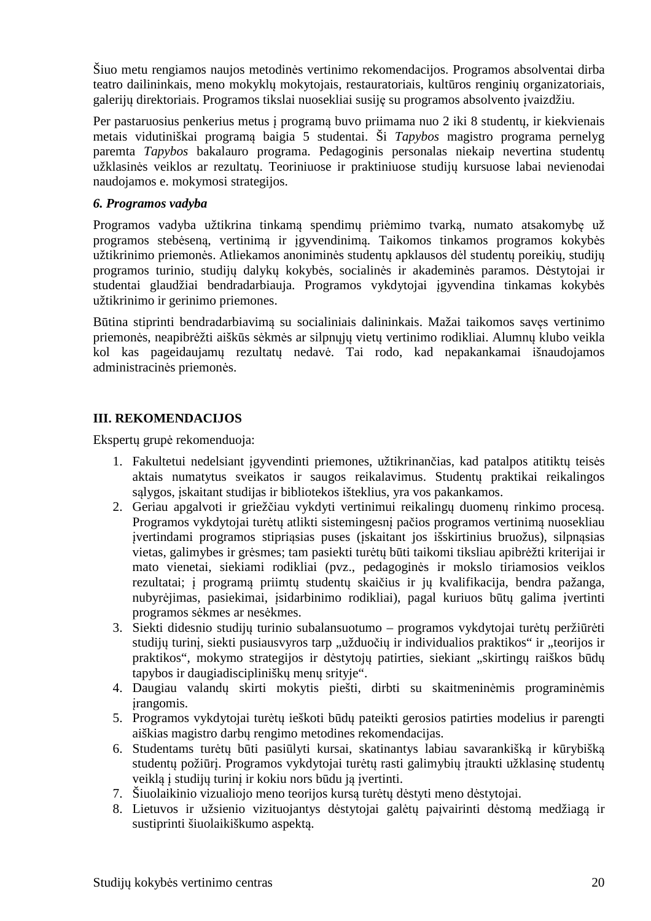Šiuo metu rengiamos naujos metodinės vertinimo rekomendacijos. Programos absolventai dirba teatro dailininkais, meno mokyklų mokytojais, restauratoriais, kultūros renginių organizatoriais, galerijų direktoriais. Programos tikslai nuosekliai susiję su programos absolvento įvaizdžiu.

Per pastaruosius penkerius metus į programą buvo priimama nuo 2 iki 8 studentų, ir kiekvienais metais vidutiniškai programą baigia 5 studentai. Ši *Tapybos* magistro programa pernelyg paremta *Tapybos* bakalauro programa. Pedagoginis personalas niekaip nevertina studentų užklasinės veiklos ar rezultatų. Teoriniuose ir praktiniuose studijų kursuose labai nevienodai naudojamos e. mokymosi strategijos.

***6. Programos vadyba***

Programos vadyba užtikrina tinkamą spendimų priėmimo tvarką, numato atsakomybę už programos stebėseną, vertinimą ir įgyvendinimą. Taikomos tinkamos programos kokybės užtikrinimo priemonės. Atliekamos anoniminės studentų apklausos dėl studentų poreikių, studijų programos turinio, studijų dalykų kokybės, socialinės ir akademinės paramos. Dėstytojai ir studentai glaudžiai bendradarbiauja. Programos vykdytojai įgyvendina tinkamas kokybės užtikrinimo ir gerinimo priemones.

Būtina stiprinti bendradarbiavimą su socialiniais dalininkais. Mažai taikomos savęs vertinimo priemonės, neapibrėžti aiškūs sėkmės ar silpnųjų vietų vertinimo rodikliai. Alumnų klubo veikla kol kas pageidaujamų rezultatų nedavė. Tai rodo, kad nepakankamai išnaudojamos administracinės priemonės.

## III. REKOMENDACIJOS

Ekspertų grupė rekomenduoja:

1. Fakultetui nedelsiant įgyvendinti priemones, užtikrinančias, kad patalpos atitiktų teisės aktais numatytus sveikatos ir saugos reikalavimus. Studentų praktikai reikalingos sąlygos, įskaitant studijas ir bibliotekos išteklius, yra vos pakankamos.
2. Geriau apgalvoti ir griežčiau vykdyti vertinimui reikalingų duomenų rinkimo procesą. Programos vykdytojai turėtų atlikti sistemingesnį pačios programos vertinimą nuosekliau įvertindami programos stipriąsias puses (įskaitant jos išskirtinius bruožus), silpnąsias vietas, galimybes ir grėsmes; tam pasiekti turėtų būti taikomi tiksliau apibrėžti kriterijai ir mato vienetai, siekiami rodikliai (pvz., pedagoginės ir mokslo tiriamosios veiklos rezultatai; į programą priimtų studentų skaičius ir jų kvalifikacija, bendra pažanga, nubyrėjimas, pasiekimai, įsidarbinimo rodikliai), pagal kuriuos būtų galima įvertinti programos sėkmes ar nesėkmes.
3. Siekti didesnio studijų turinio subalansuotumo – programos vykdytojai turėtų peržiūrėti studijų turinį, siekti pusiausvyros tarp „užduočių ir individualios praktikos“ ir „teorijos ir praktikos“, mokymo strategijos ir dėstytojų patirties, siekiant „skirtingų raiškos būdų tapybos ir daugiadiscipliniškų menų srityje“.
4. Daugiau valandų skirti mokytis piešti, dirbti su skaitmeninėmis programinėmis įrangomis.
5. Programos vykdytojai turėtų ieškoti būdų pateikti gerosios patirties modelius ir parengti aiškias magistro darbų rengimo metodines rekomendacijas.
6. Studentams turėtų būti pasiūlyti kursai, skatinantys labiau savarankišką ir kūrybišką studentų požiūrį. Programos vykdytojai turėtų rasti galimybių įtraukti užklasinę studentų veiklą į studijų turinį ir kokiu nors būdu ją įvertinti.
7. Šiuolaikinio vizualiojo meno teorijos kursą turėtų dėstyti meno dėstytojai.
8. Lietuvos ir užsienio vizituojantys dėstytojai galėtų paįvairinti dėstomą medžiagą ir sustiprinti šiuolaikiškumo aspektą.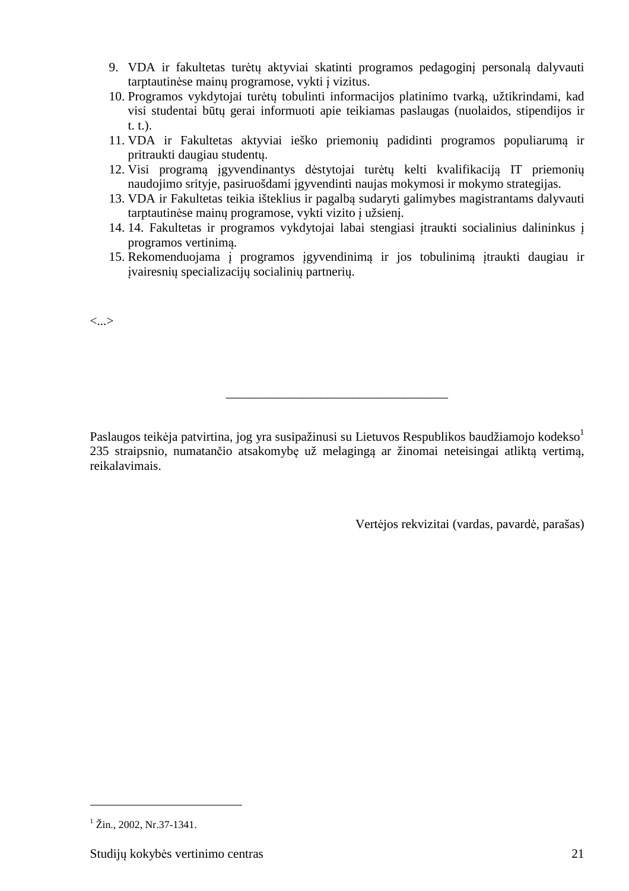9. VDA ir fakultetas turėtų aktyviai skatinti programos pedagoginį personalą dalyvauti tarptautinėse mainų programose, vykti į vizitus.
10. Programos vykdytojai turėtų tobulinti informacijos platinimo tvarką, užtikrindami, kad visi studentai būtų gerai informuoti apie teikiamas paslaugas (nuolaidos, stipendijos ir t. t.).
11. VDA ir Fakultetas aktyviai ieško priemonių padidinti programos populiarumą ir pritraukti daugiau studentų.
12. Visi programą įgyvendinantys dėstytojai turėtų kelti kvalifikaciją IT priemonių naudojimo srityje, pasiruošdami įgyvendinti naujas mokymosi ir mokymo strategijas.
13. VDA ir Fakultetas teikia išteklius ir pagalbą sudaryti galimybes magistrantams dalyvauti tarptautinėse mainų programose, vykti vizito į užsienį.
14. 14. Fakultetas ir programos vykdytojai labai stengiasi įtraukti socialinius dalininkus į programos vertinimą.
15. Rekomenduojama į programos įgyvendinimą ir jos tobulinimą įtraukti daugiau ir įvairesnių specializacijų socialinių partnerių.

<...>

---

Paslaugos teikėja patvirtina, jog yra susipažinusi su Lietuvos Respublikos baudžiamojo kodekso[1] 235 straipsnio, numatančio atsakomybę už melagingą ar žinomai neteisingai atliktą vertimą, reikalavimais.

Vertėjos rekvizitai (vardas, pavardė, parašas)

[1] Žin., 2002, Nr.37-1341.